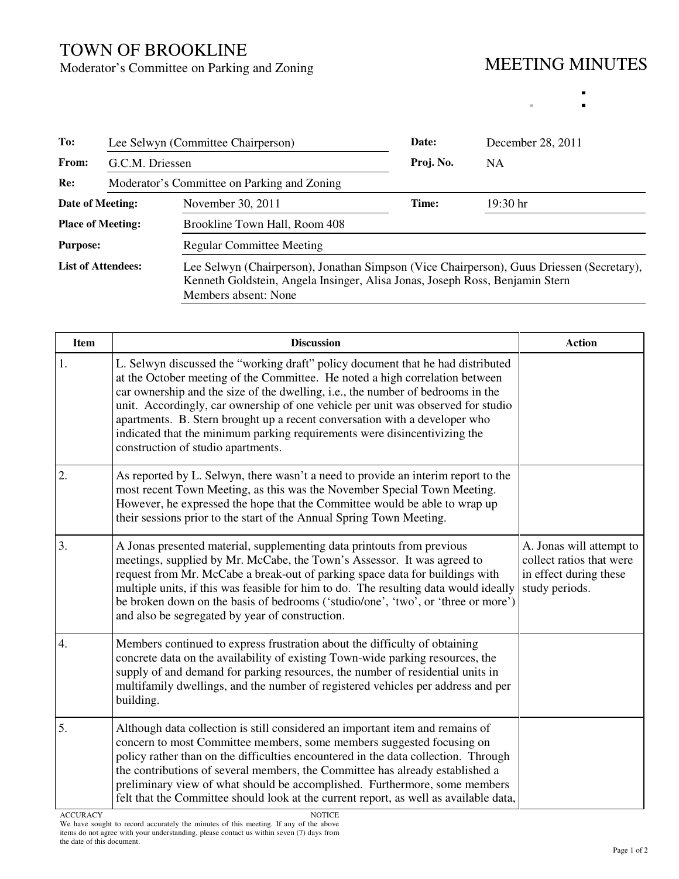# TOWN OF BROOKLINE

Moderator's Committee on Parking and Zoning

## MEETING MINUTES

| | | | |
|---|---|---|---|
| **To:** | Lee Selwyn (Committee Chairperson) | **Date:** | December 28, 2011 |
| **From:** | G.C.M. Driessen | **Proj. No.** | NA |
| **Re:** | Moderator's Committee on Parking and Zoning | | |
| **Date of Meeting:** | November 30, 2011 | **Time:** | 19:30 hr |
| **Place of Meeting:** | Brookline Town Hall, Room 408 | | |
| **Purpose:** | Regular Committee Meeting | | |
| **List of Attendees:** | Lee Selwyn (Chairperson), Jonathan Simpson (Vice Chairperson), Guus Driessen (Secretary), Kenneth Goldstein, Angela Insinger, Alisa Jonas, Joseph Ross, Benjamin Stern<br>Members absent: None | | |

| Item | Discussion | Action |
|---|---|---|
| 1. | L. Selwyn discussed the "working draft" policy document that he had distributed at the October meeting of the Committee. He noted a high correlation between car ownership and the size of the dwelling, i.e., the number of bedrooms in the unit. Accordingly, car ownership of one vehicle per unit was observed for studio apartments. B. Stern brought up a recent conversation with a developer who indicated that the minimum parking requirements were disincentivizing the construction of studio apartments. | |
| 2. | As reported by L. Selwyn, there wasn't a need to provide an interim report to the most recent Town Meeting, as this was the November Special Town Meeting. However, he expressed the hope that the Committee would be able to wrap up their sessions prior to the start of the Annual Spring Town Meeting. | |
| 3. | A Jonas presented material, supplementing data printouts from previous meetings, supplied by Mr. McCabe, the Town's Assessor. It was agreed to request from Mr. McCabe a break-out of parking space data for buildings with multiple units, if this was feasible for him to do. The resulting data would ideally be broken down on the basis of bedrooms ('studio/one', 'two', or 'three or more') and also be segregated by year of construction. | A. Jonas will attempt to collect ratios that were in effect during these study periods. |
| 4. | Members continued to express frustration about the difficulty of obtaining concrete data on the availability of existing Town-wide parking resources, the supply of and demand for parking resources, the number of residential units in multifamily dwellings, and the number of registered vehicles per address and per building. | |
| 5. | Although data collection is still considered an important item and remains of concern to most Committee members, some members suggested focusing on policy rather than on the difficulties encountered in the data collection. Through the contributions of several members, the Committee has already established a preliminary view of what should be accomplished. Furthermore, some members felt that the Committee should look at the current report, as well as available data, | |

ACCURACY NOTICE
We have sought to record accurately the minutes of this meeting. If any of the above items do not agree with your understanding, please contact us within seven (7) days from the date of this document.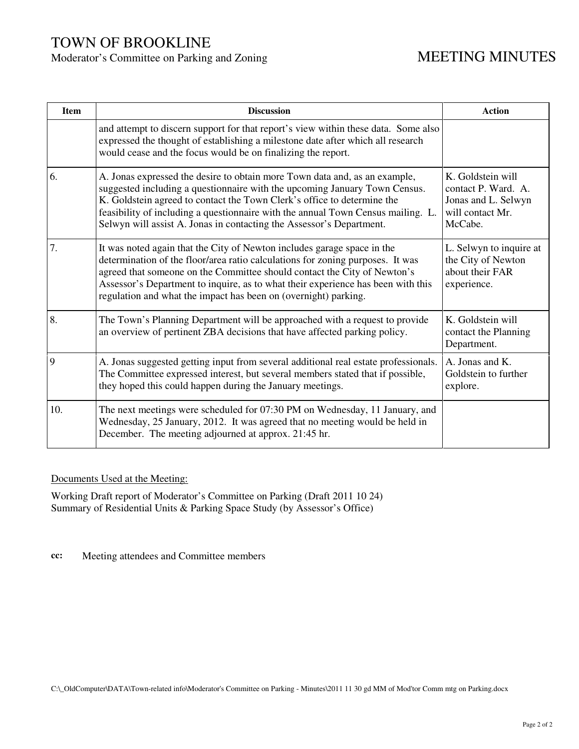# TOWN OF BROOKLINE

Moderator's Committee on Parking and Zoning

MEETING MINUTES

| Item | Discussion | Action |
| --- | --- | --- |
| | and attempt to discern support for that report's view within these data. Some also expressed the thought of establishing a milestone date after which all research would cease and the focus would be on finalizing the report. | |
| 6. | A. Jonas expressed the desire to obtain more Town data and, as an example, suggested including a questionnaire with the upcoming January Town Census. K. Goldstein agreed to contact the Town Clerk's office to determine the feasibility of including a questionnaire with the annual Town Census mailing. L. Selwyn will assist A. Jonas in contacting the Assessor's Department. | K. Goldstein will contact P. Ward. A. Jonas and L. Selwyn will contact Mr. McCabe. |
| 7. | It was noted again that the City of Newton includes garage space in the determination of the floor/area ratio calculations for zoning purposes. It was agreed that someone on the Committee should contact the City of Newton's Assessor's Department to inquire, as to what their experience has been with this regulation and what the impact has been on (overnight) parking. | L. Selwyn to inquire at the City of Newton about their FAR experience. |
| 8. | The Town's Planning Department will be approached with a request to provide an overview of pertinent ZBA decisions that have affected parking policy. | K. Goldstein will contact the Planning Department. |
| 9 | A. Jonas suggested getting input from several additional real estate professionals. The Committee expressed interest, but several members stated that if possible, they hoped this could happen during the January meetings. | A. Jonas and K. Goldstein to further explore. |
| 10. | The next meetings were scheduled for 07:30 PM on Wednesday, 11 January, and Wednesday, 25 January, 2012. It was agreed that no meeting would be held in December. The meeting adjourned at approx. 21:45 hr. | |

Documents Used at the Meeting:

Working Draft report of Moderator's Committee on Parking (Draft 2011 10 24)
Summary of Residential Units & Parking Space Study (by Assessor's Office)

**cc:** Meeting attendees and Committee members

C:\_OldComputer\DATA\Town-related info\Moderator's Committee on Parking - Minutes\2011 11 30 gd MM of Mod'tor Comm mtg on Parking.docx